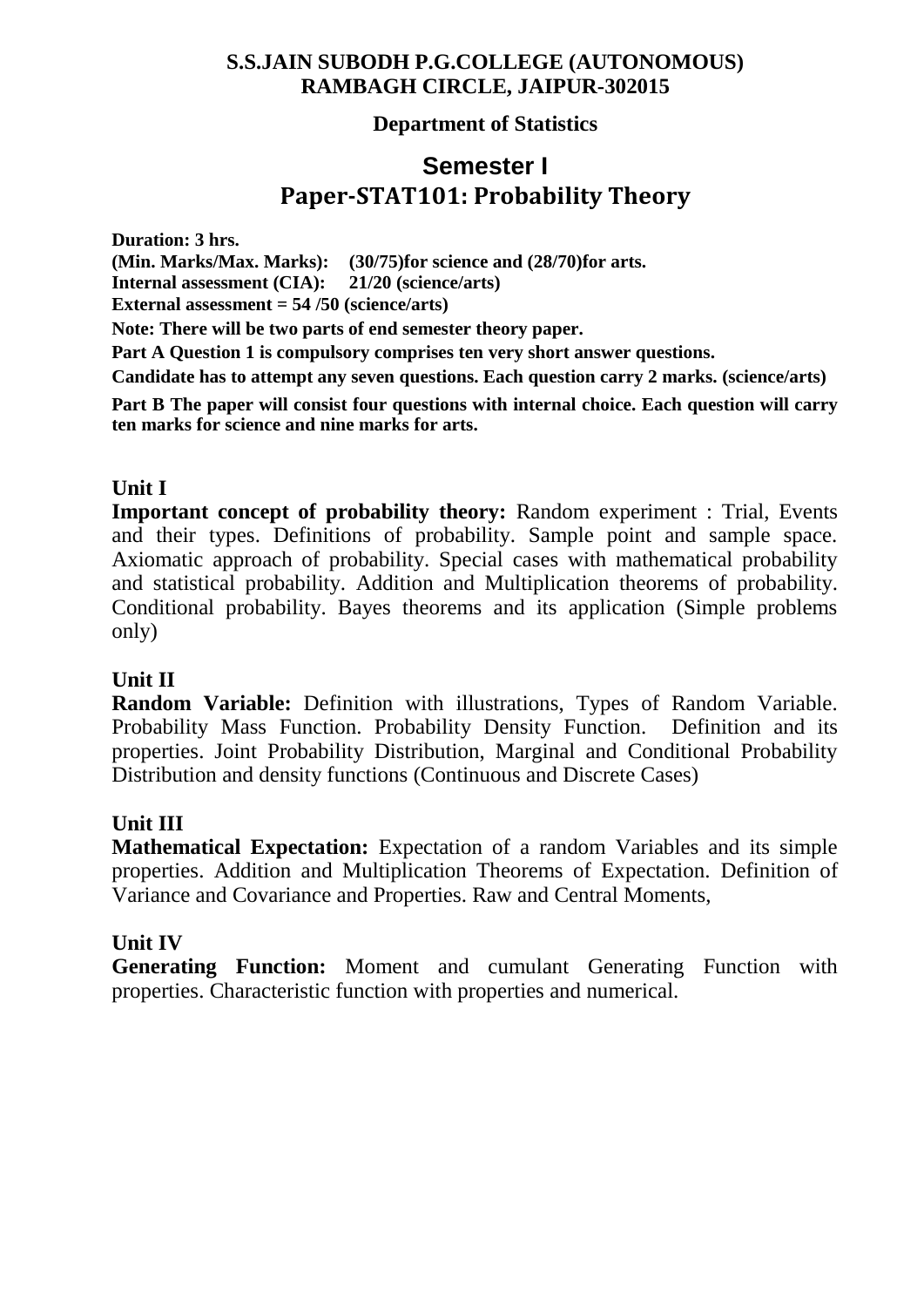**S.S.JAIN SUBODH P.G.COLLEGE (AUTONOMOUS)**
**RAMBAGH CIRCLE, JAIPUR-302015**

**Department of Statistics**

# Semester I

# Paper-STAT101: Probability Theory

**Duration: 3 hrs.**
**(Min. Marks/Max. Marks): (30/75)for science and (28/70)for arts.**
**Internal assessment (CIA): 21/20 (science/arts)**
**External assessment = 54 /50 (science/arts)**
**Note: There will be two parts of end semester theory paper.**
**Part A Question 1 is compulsory comprises ten very short answer questions.**
**Candidate has to attempt any seven questions. Each question carry 2 marks. (science/arts)**
**Part B The paper will consist four questions with internal choice. Each question will carry ten marks for science and nine marks for arts.**

## Unit I

**Important concept of probability theory:** Random experiment : Trial, Events and their types. Definitions of probability. Sample point and sample space. Axiomatic approach of probability. Special cases with mathematical probability and statistical probability. Addition and Multiplication theorems of probability. Conditional probability. Bayes theorems and its application (Simple problems only)

## Unit II

**Random Variable:** Definition with illustrations, Types of Random Variable. Probability Mass Function. Probability Density Function. Definition and its properties. Joint Probability Distribution, Marginal and Conditional Probability Distribution and density functions (Continuous and Discrete Cases)

## Unit III

**Mathematical Expectation:** Expectation of a random Variables and its simple properties. Addition and Multiplication Theorems of Expectation. Definition of Variance and Covariance and Properties. Raw and Central Moments,

## Unit IV

**Generating Function:** Moment and cumulant Generating Function with properties. Characteristic function with properties and numerical.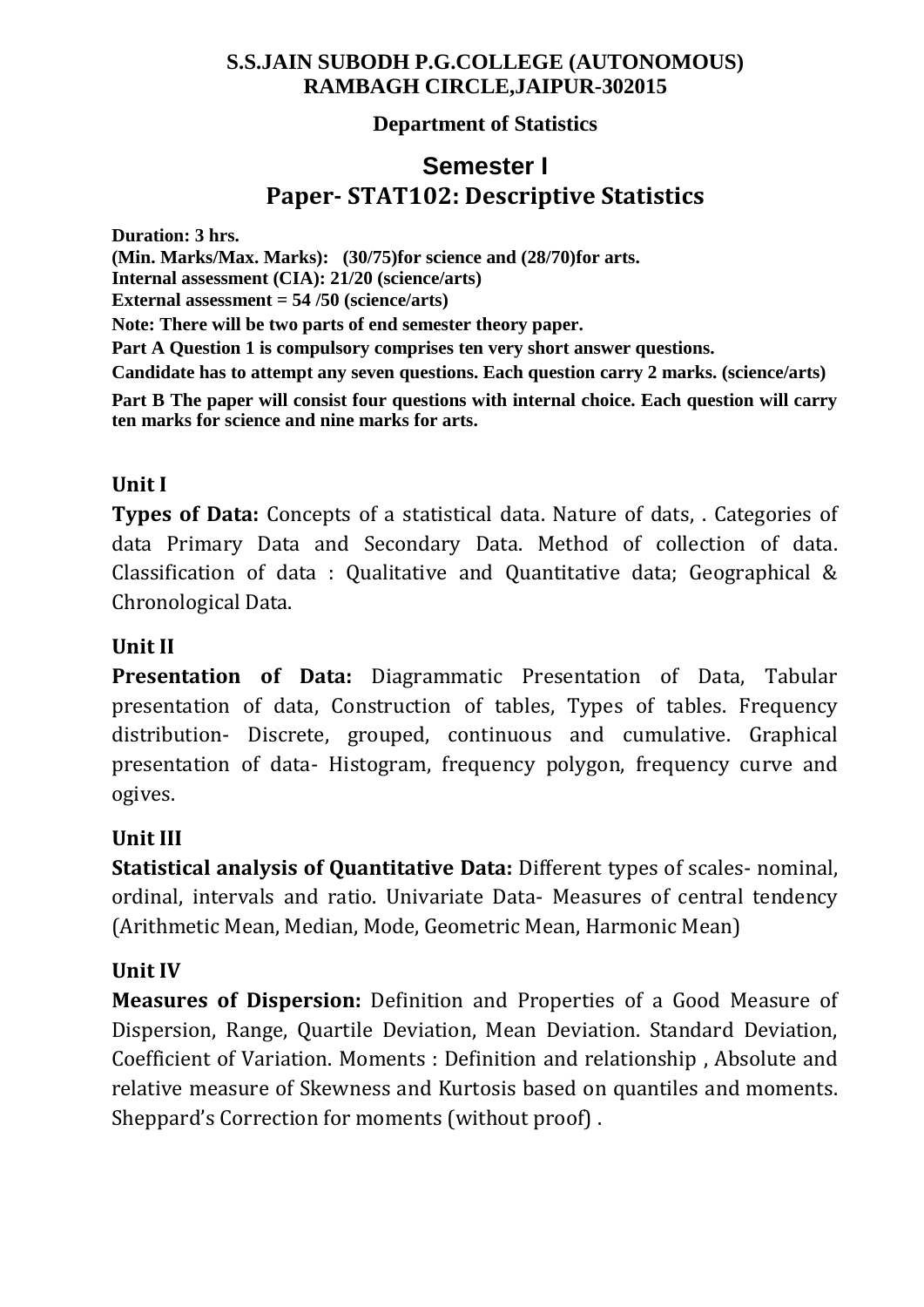**S.S.JAIN SUBODH P.G.COLLEGE (AUTONOMOUS)**
**RAMBAGH CIRCLE,JAIPUR-302015**

**Department of Statistics**

# Semester I
# Paper- STAT102: Descriptive Statistics

**Duration: 3 hrs.**
**(Min. Marks/Max. Marks): (30/75)for science and (28/70)for arts.**
**Internal assessment (CIA): 21/20 (science/arts)**
**External assessment = 54 /50 (science/arts)**
**Note: There will be two parts of end semester theory paper.**
**Part A Question 1 is compulsory comprises ten very short answer questions.**
**Candidate has to attempt any seven questions. Each question carry 2 marks. (science/arts)**
**Part B The paper will consist four questions with internal choice. Each question will carry ten marks for science and nine marks for arts.**

## Unit I

**Types of Data:** Concepts of a statistical data. Nature of dats, . Categories of data Primary Data and Secondary Data. Method of collection of data. Classification of data : Qualitative and Quantitative data; Geographical & Chronological Data.

## Unit II

**Presentation of Data:** Diagrammatic Presentation of Data, Tabular presentation of data, Construction of tables, Types of tables. Frequency distribution- Discrete, grouped, continuous and cumulative. Graphical presentation of data- Histogram, frequency polygon, frequency curve and ogives.

## Unit III

**Statistical analysis of Quantitative Data:** Different types of scales- nominal, ordinal, intervals and ratio. Univariate Data- Measures of central tendency (Arithmetic Mean, Median, Mode, Geometric Mean, Harmonic Mean)

## Unit IV

**Measures of Dispersion:** Definition and Properties of a Good Measure of Dispersion, Range, Quartile Deviation, Mean Deviation. Standard Deviation, Coefficient of Variation. Moments : Definition and relationship , Absolute and relative measure of Skewness and Kurtosis based on quantiles and moments. Sheppard's Correction for moments (without proof) .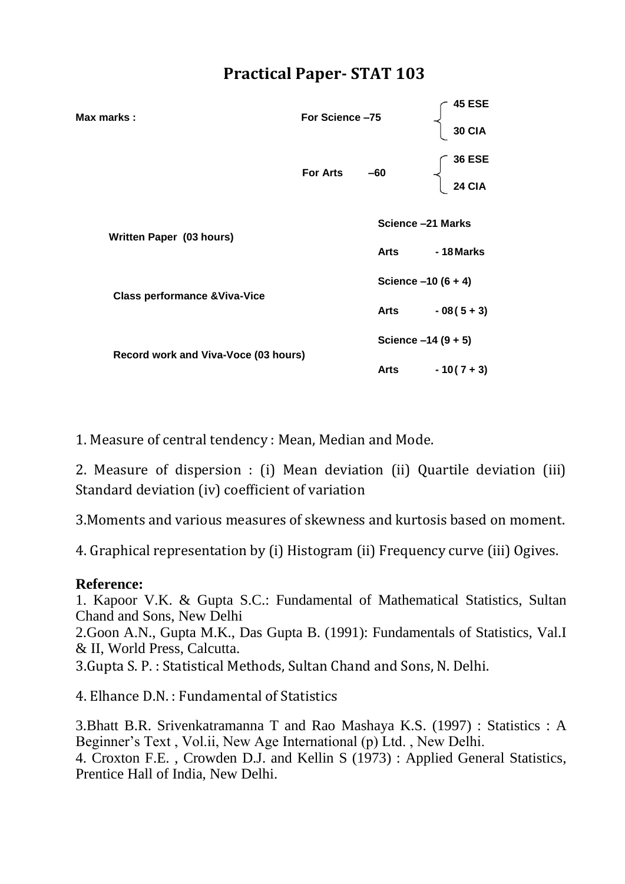# Practical Paper- STAT 103

| | | |
|---|---|---|
| **Max marks :** | **For Science –75** | **45 ESE** / **30 CIA** |
| | **For Arts –60** | **36 ESE** / **24 CIA** |
| **Written Paper (03 hours)** | **Science –21 Marks** | |
| | **Arts - 18 Marks** | |
| **Class performance &Viva-Vice** | **Science –10 (6 + 4)** | |
| | **Arts - 08 ( 5 + 3)** | |
| **Record work and Viva-Voce (03 hours)** | **Science –14 (9 + 5)** | |
| | **Arts - 10 ( 7 + 3)** | |

1. Measure of central tendency : Mean, Median and Mode.

2. Measure of dispersion : (i) Mean deviation (ii) Quartile deviation (iii) Standard deviation (iv) coefficient of variation

3.Moments and various measures of skewness and kurtosis based on moment.

4. Graphical representation by (i) Histogram (ii) Frequency curve (iii) Ogives.

**Reference:**

1. Kapoor V.K. & Gupta S.C.: Fundamental of Mathematical Statistics, Sultan Chand and Sons, New Delhi

2.Goon A.N., Gupta M.K., Das Gupta B. (1991): Fundamentals of Statistics, Val.I & II, World Press, Calcutta.

3.Gupta S. P. : Statistical Methods, Sultan Chand and Sons, N. Delhi.

4. Elhance D.N. : Fundamental of Statistics

3.Bhatt B.R. Srivenkatramanna T and Rao Mashaya K.S. (1997) : Statistics : A Beginner's Text , Vol.ii, New Age International (p) Ltd. , New Delhi.

4. Croxton F.E. , Crowden D.J. and Kellin S (1973) : Applied General Statistics, Prentice Hall of India, New Delhi.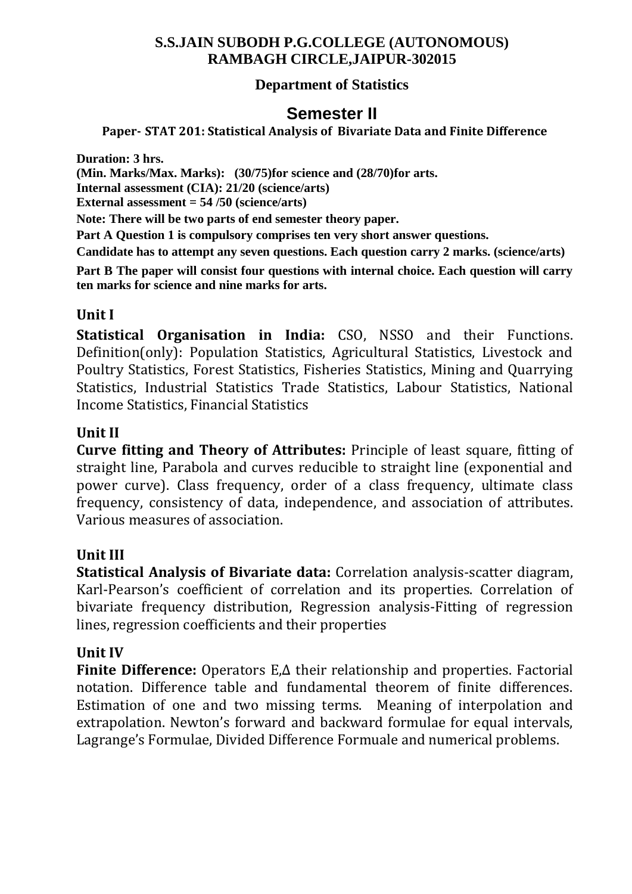**S.S.JAIN SUBODH P.G.COLLEGE (AUTONOMOUS)**
**RAMBAGH CIRCLE,JAIPUR-302015**

**Department of Statistics**

# Semester II

**Paper- STAT 201: Statistical Analysis of Bivariate Data and Finite Difference**

**Duration: 3 hrs.**
**(Min. Marks/Max. Marks): (30/75)for science and (28/70)for arts.**
**Internal assessment (CIA): 21/20 (science/arts)**
**External assessment = 54 /50 (science/arts)**
**Note: There will be two parts of end semester theory paper.**
**Part A Question 1 is compulsory comprises ten very short answer questions.**
**Candidate has to attempt any seven questions. Each question carry 2 marks. (science/arts)**
**Part B The paper will consist four questions with internal choice. Each question will carry ten marks for science and nine marks for arts.**

## Unit I

**Statistical Organisation in India:** CSO, NSSO and their Functions. Definition(only): Population Statistics, Agricultural Statistics, Livestock and Poultry Statistics, Forest Statistics, Fisheries Statistics, Mining and Quarrying Statistics, Industrial Statistics Trade Statistics, Labour Statistics, National Income Statistics, Financial Statistics

## Unit II

**Curve fitting and Theory of Attributes:** Principle of least square, fitting of straight line, Parabola and curves reducible to straight line (exponential and power curve). Class frequency, order of a class frequency, ultimate class frequency, consistency of data, independence, and association of attributes. Various measures of association.

## Unit III

**Statistical Analysis of Bivariate data:** Correlation analysis-scatter diagram, Karl-Pearson's coefficient of correlation and its properties. Correlation of bivariate frequency distribution, Regression analysis-Fitting of regression lines, regression coefficients and their properties

## Unit IV

**Finite Difference:** Operators E,$\Delta$ their relationship and properties. Factorial notation. Difference table and fundamental theorem of finite differences. Estimation of one and two missing terms. Meaning of interpolation and extrapolation. Newton's forward and backward formulae for equal intervals, Lagrange's Formulae, Divided Difference Formuale and numerical problems.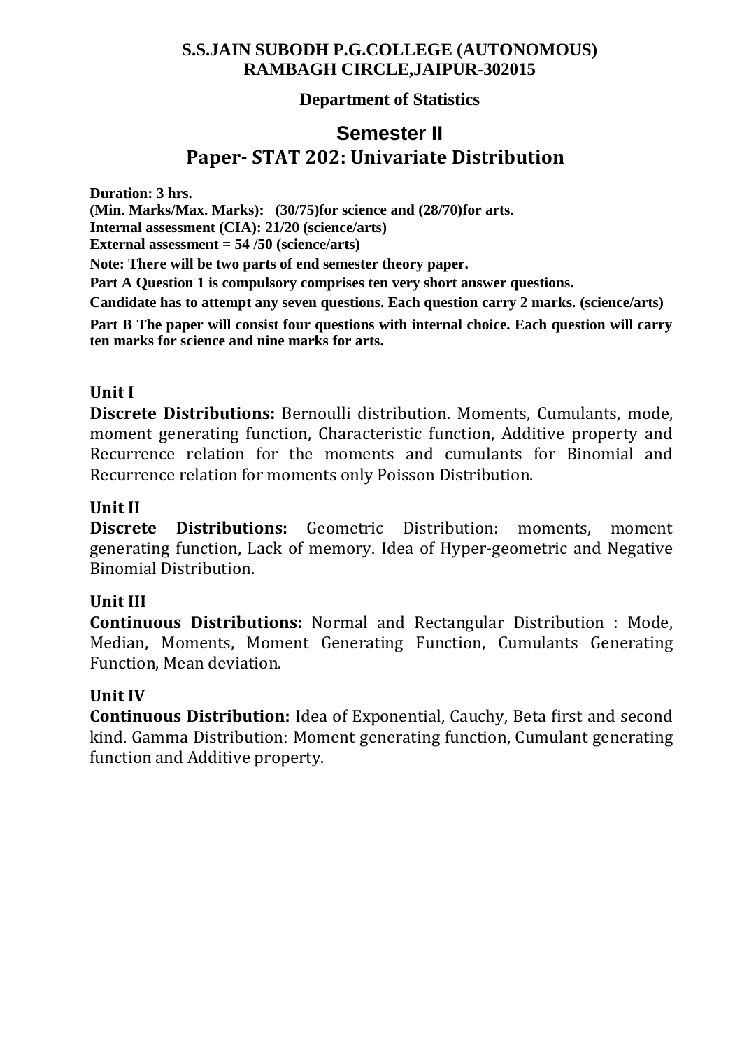**S.S.JAIN SUBODH P.G.COLLEGE (AUTONOMOUS)**
**RAMBAGH CIRCLE,JAIPUR-302015**

**Department of Statistics**

# Semester II

# Paper- STAT 202: Univariate Distribution

**Duration: 3 hrs.**
**(Min. Marks/Max. Marks): (30/75)for science and (28/70)for arts.**
**Internal assessment (CIA): 21/20 (science/arts)**
**External assessment = 54 /50 (science/arts)**
**Note: There will be two parts of end semester theory paper.**
**Part A Question 1 is compulsory comprises ten very short answer questions.**
**Candidate has to attempt any seven questions. Each question carry 2 marks. (science/arts)**
**Part B The paper will consist four questions with internal choice. Each question will carry ten marks for science and nine marks for arts.**

## Unit I

**Discrete Distributions:** Bernoulli distribution. Moments, Cumulants, mode, moment generating function, Characteristic function, Additive property and Recurrence relation for the moments and cumulants for Binomial and Recurrence relation for moments only Poisson Distribution.

## Unit II

**Discrete Distributions:** Geometric Distribution: moments, moment generating function, Lack of memory. Idea of Hyper-geometric and Negative Binomial Distribution.

## Unit III

**Continuous Distributions:** Normal and Rectangular Distribution : Mode, Median, Moments, Moment Generating Function, Cumulants Generating Function, Mean deviation.

## Unit IV

**Continuous Distribution:** Idea of Exponential, Cauchy, Beta first and second kind. Gamma Distribution: Moment generating function, Cumulant generating function and Additive property.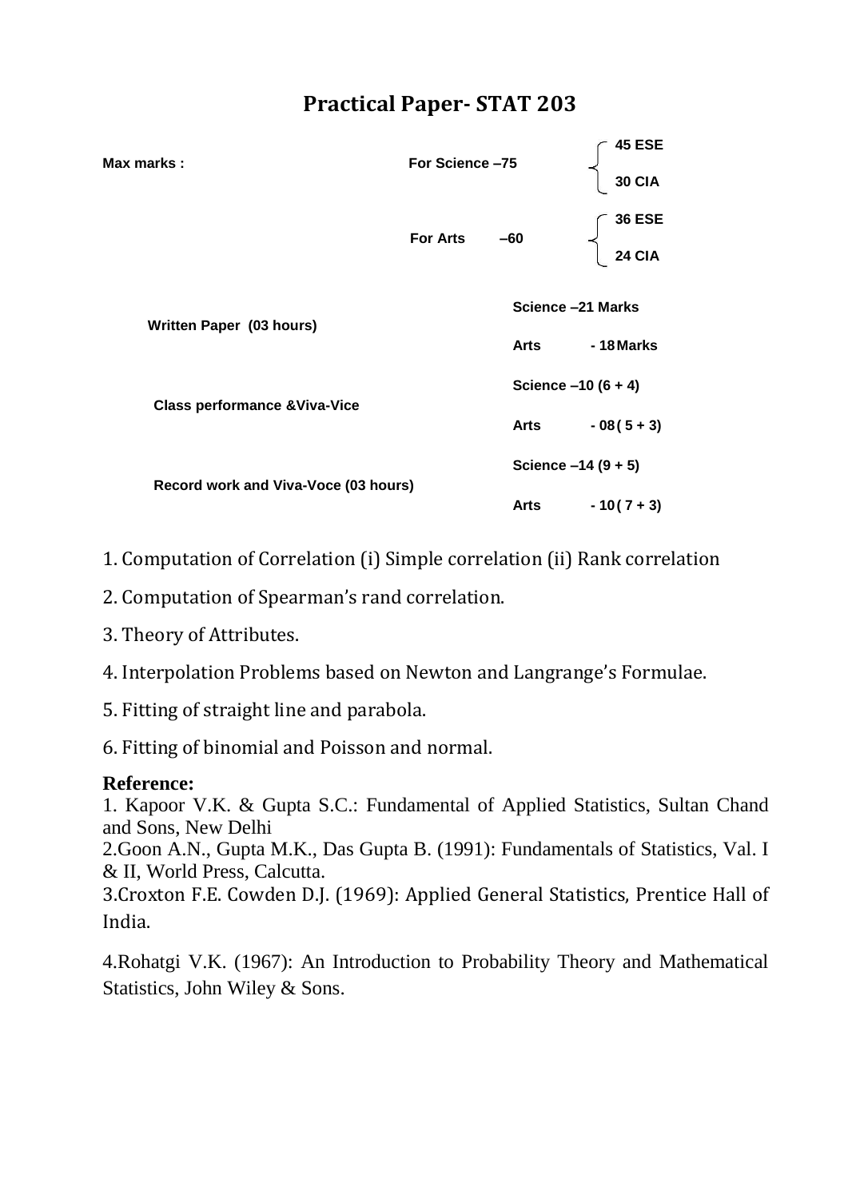# Practical Paper- STAT 203

| | | |
|---|---|---|
| **Max marks :** | **For Science –75** | **45 ESE** / **30 CIA** |
| | **For Arts –60** | **36 ESE** / **24 CIA** |
| **Written Paper (03 hours)** | **Science –21 Marks** | |
| | **Arts - 18 Marks** | |
| **Class performance &Viva-Vice** | **Science –10 (6 + 4)** | |
| | **Arts - 08 ( 5 + 3)** | |
| **Record work and Viva-Voce (03 hours)** | **Science –14 (9 + 5)** | |
| | **Arts - 10 ( 7 + 3)** | |

1. Computation of Correlation (i) Simple correlation (ii) Rank correlation
2. Computation of Spearman's rand correlation.
3. Theory of Attributes.
4. Interpolation Problems based on Newton and Langrange's Formulae.
5. Fitting of straight line and parabola.
6. Fitting of binomial and Poisson and normal.

**Reference:**

1. Kapoor V.K. & Gupta S.C.: Fundamental of Applied Statistics, Sultan Chand and Sons, New Delhi
2. Goon A.N., Gupta M.K., Das Gupta B. (1991): Fundamentals of Statistics, Val. I & II, World Press, Calcutta.
3. Croxton F.E. Cowden D.J. (1969): Applied General Statistics, Prentice Hall of India.
4. Rohatgi V.K. (1967): An Introduction to Probability Theory and Mathematical Statistics, John Wiley & Sons.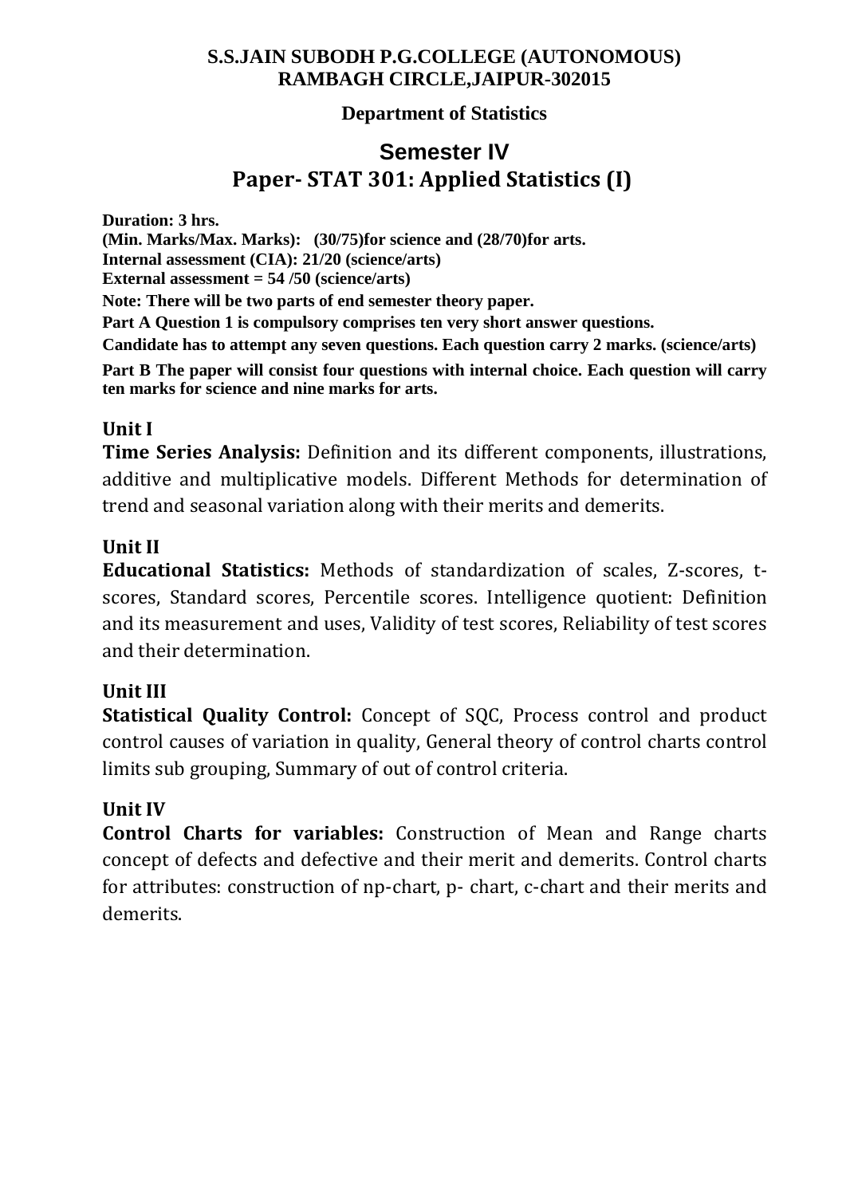**S.S.JAIN SUBODH P.G.COLLEGE (AUTONOMOUS)**
**RAMBAGH CIRCLE,JAIPUR-302015**

**Department of Statistics**

# Semester IV

# Paper- STAT 301: Applied Statistics (I)

**Duration: 3 hrs.**
**(Min. Marks/Max. Marks): (30/75)for science and (28/70)for arts.**
**Internal assessment (CIA): 21/20 (science/arts)**
**External assessment = 54 /50 (science/arts)**
**Note: There will be two parts of end semester theory paper.**
**Part A Question 1 is compulsory comprises ten very short answer questions.**
**Candidate has to attempt any seven questions. Each question carry 2 marks. (science/arts)**
**Part B The paper will consist four questions with internal choice. Each question will carry ten marks for science and nine marks for arts.**

## Unit I

**Time Series Analysis:** Definition and its different components, illustrations, additive and multiplicative models. Different Methods for determination of trend and seasonal variation along with their merits and demerits.

## Unit II

**Educational Statistics:** Methods of standardization of scales, Z-scores, t-scores, Standard scores, Percentile scores. Intelligence quotient: Definition and its measurement and uses, Validity of test scores, Reliability of test scores and their determination.

## Unit III

**Statistical Quality Control:** Concept of SQC, Process control and product control causes of variation in quality, General theory of control charts control limits sub grouping, Summary of out of control criteria.

## Unit IV

**Control Charts for variables:** Construction of Mean and Range charts concept of defects and defective and their merit and demerits. Control charts for attributes: construction of np-chart, p- chart, c-chart and their merits and demerits.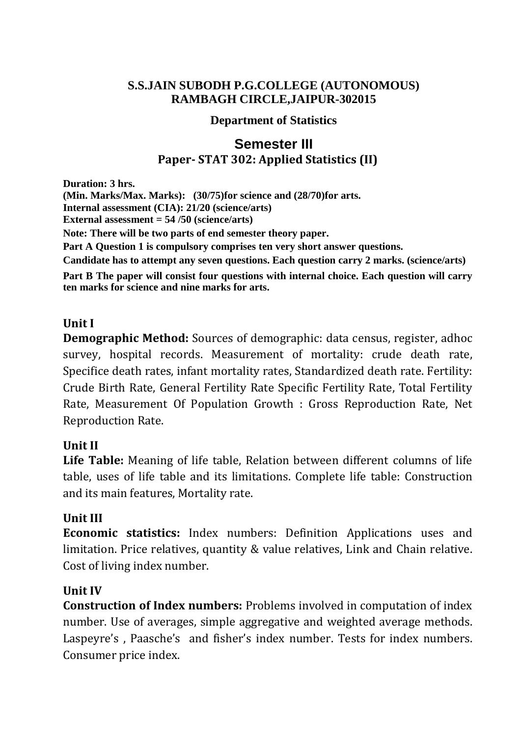**S.S.JAIN SUBODH P.G.COLLEGE (AUTONOMOUS)**
**RAMBAGH CIRCLE,JAIPUR-302015**

**Department of Statistics**

## Semester III

### Paper- STAT 302: Applied Statistics (II)

**Duration: 3 hrs.**
**(Min. Marks/Max. Marks): (30/75)for science and (28/70)for arts.**
**Internal assessment (CIA): 21/20 (science/arts)**
**External assessment = 54 /50 (science/arts)**
**Note: There will be two parts of end semester theory paper.**
**Part A Question 1 is compulsory comprises ten very short answer questions.**
**Candidate has to attempt any seven questions. Each question carry 2 marks. (science/arts)**
**Part B The paper will consist four questions with internal choice. Each question will carry ten marks for science and nine marks for arts.**

**Unit I**

**Demographic Method:** Sources of demographic: data census, register, adhoc survey, hospital records. Measurement of mortality: crude death rate, Specifice death rates, infant mortality rates, Standardized death rate. Fertility: Crude Birth Rate, General Fertility Rate Specific Fertility Rate, Total Fertility Rate, Measurement Of Population Growth : Gross Reproduction Rate, Net Reproduction Rate.

**Unit II**

**Life Table:** Meaning of life table, Relation between different columns of life table, uses of life table and its limitations. Complete life table: Construction and its main features, Mortality rate.

**Unit III**

**Economic statistics:** Index numbers: Definition Applications uses and limitation. Price relatives, quantity & value relatives, Link and Chain relative. Cost of living index number.

**Unit IV**

**Construction of Index numbers:** Problems involved in computation of index number. Use of averages, simple aggregative and weighted average methods. Laspeyre's , Paasche's and fisher's index number. Tests for index numbers. Consumer price index.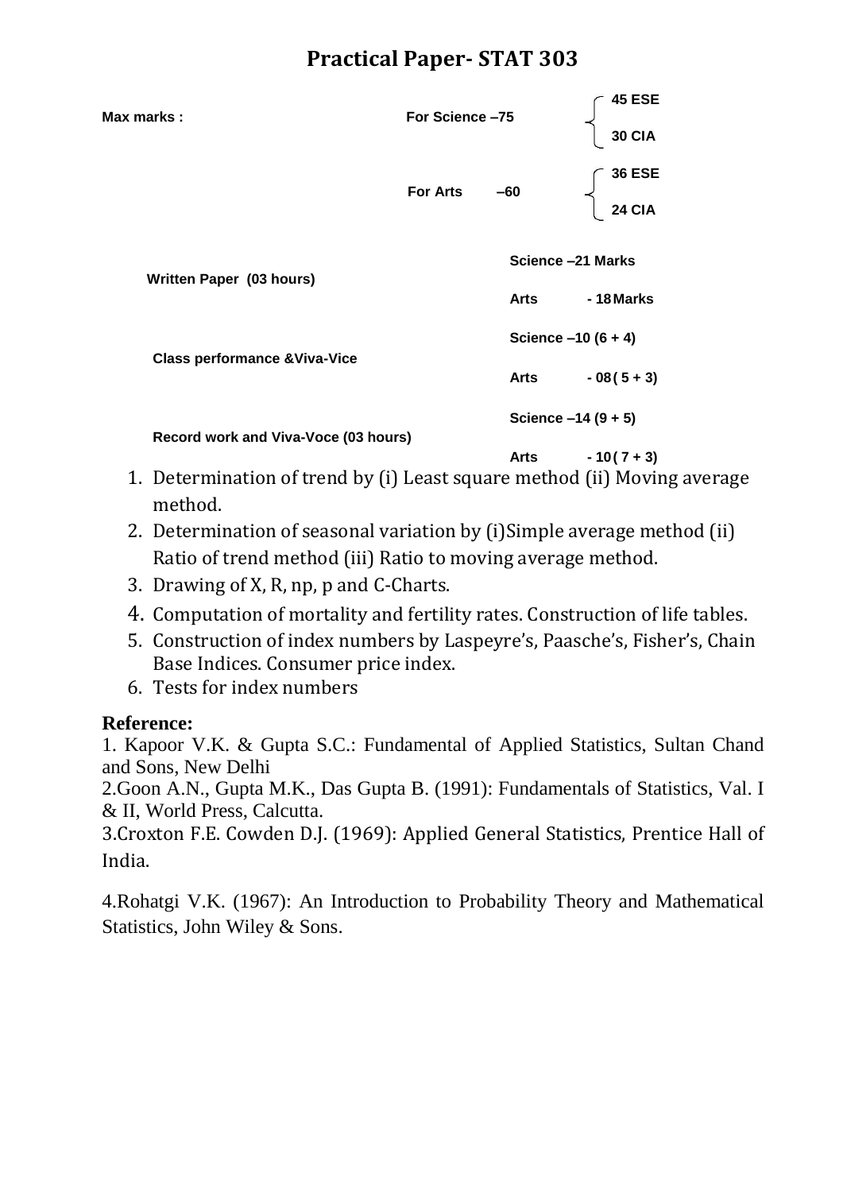## Practical Paper- STAT 303

| | | |
|---|---|---|
| **Max marks :** | **For Science –75** | **45 ESE** / **30 CIA** |
| | **For Arts –60** | **36 ESE** / **24 CIA** |
| **Written Paper (03 hours)** | **Science –21 Marks** | |
| | **Arts - 18 Marks** | |
| **Class performance &Viva-Vice** | **Science –10 (6 + 4)** | |
| | **Arts - 08 ( 5 + 3)** | |
| **Record work and Viva-Voce (03 hours)** | **Science –14 (9 + 5)** | |
| | **Arts - 10 ( 7 + 3)** | |

1. Determination of trend by (i) Least square method (ii) Moving average method.
2. Determination of seasonal variation by (i)Simple average method (ii) Ratio of trend method (iii) Ratio to moving average method.
3. Drawing of X, R, np, p and C-Charts.
4. Computation of mortality and fertility rates. Construction of life tables.
5. Construction of index numbers by Laspeyre's, Paasche's, Fisher's, Chain Base Indices. Consumer price index.
6. Tests for index numbers

**Reference:**

1. Kapoor V.K. & Gupta S.C.: Fundamental of Applied Statistics, Sultan Chand and Sons, New Delhi

2.Goon A.N., Gupta M.K., Das Gupta B. (1991): Fundamentals of Statistics, Val. I & II, World Press, Calcutta.

3.Croxton F.E. Cowden D.J. (1969): Applied General Statistics, Prentice Hall of India.

4.Rohatgi V.K. (1967): An Introduction to Probability Theory and Mathematical Statistics, John Wiley & Sons.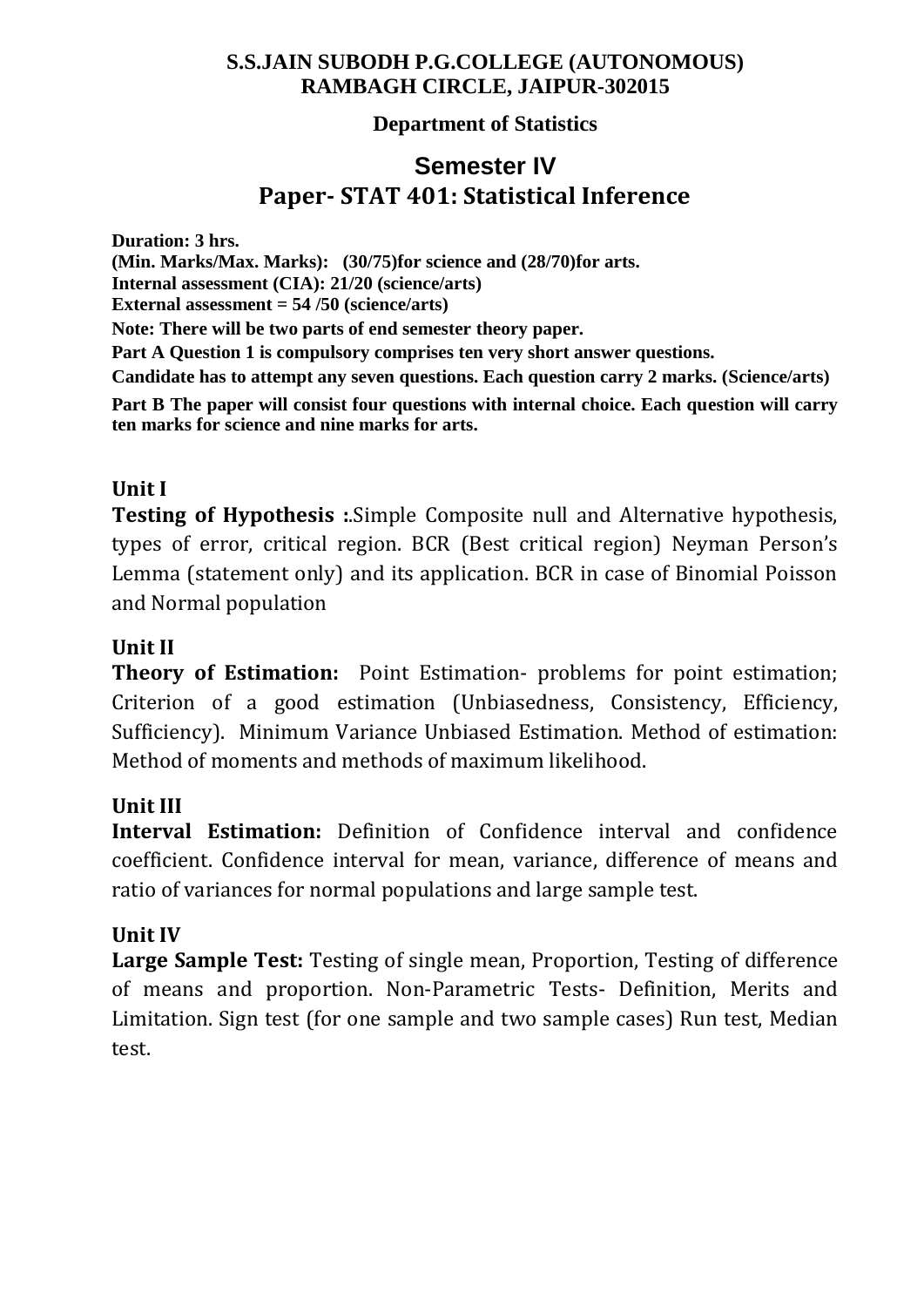**S.S.JAIN SUBODH P.G.COLLEGE (AUTONOMOUS)**
**RAMBAGH CIRCLE, JAIPUR-302015**

**Department of Statistics**

# Semester IV

# Paper- STAT 401: Statistical Inference

**Duration: 3 hrs.**
**(Min. Marks/Max. Marks): (30/75)for science and (28/70)for arts.**
**Internal assessment (CIA): 21/20 (science/arts)**
**External assessment = 54 /50 (science/arts)**
**Note: There will be two parts of end semester theory paper.**
**Part A Question 1 is compulsory comprises ten very short answer questions.**
**Candidate has to attempt any seven questions. Each question carry 2 marks. (Science/arts)**
**Part B The paper will consist four questions with internal choice. Each question will carry ten marks for science and nine marks for arts.**

## Unit I

**Testing of Hypothesis :**.Simple Composite null and Alternative hypothesis, types of error, critical region. BCR (Best critical region) Neyman Person's Lemma (statement only) and its application. BCR in case of Binomial Poisson and Normal population

## Unit II

**Theory of Estimation:** Point Estimation- problems for point estimation; Criterion of a good estimation (Unbiasedness, Consistency, Efficiency, Sufficiency). Minimum Variance Unbiased Estimation. Method of estimation: Method of moments and methods of maximum likelihood.

## Unit III

**Interval Estimation:** Definition of Confidence interval and confidence coefficient. Confidence interval for mean, variance, difference of means and ratio of variances for normal populations and large sample test.

## Unit IV

**Large Sample Test:** Testing of single mean, Proportion, Testing of difference of means and proportion. Non-Parametric Tests- Definition, Merits and Limitation. Sign test (for one sample and two sample cases) Run test, Median test.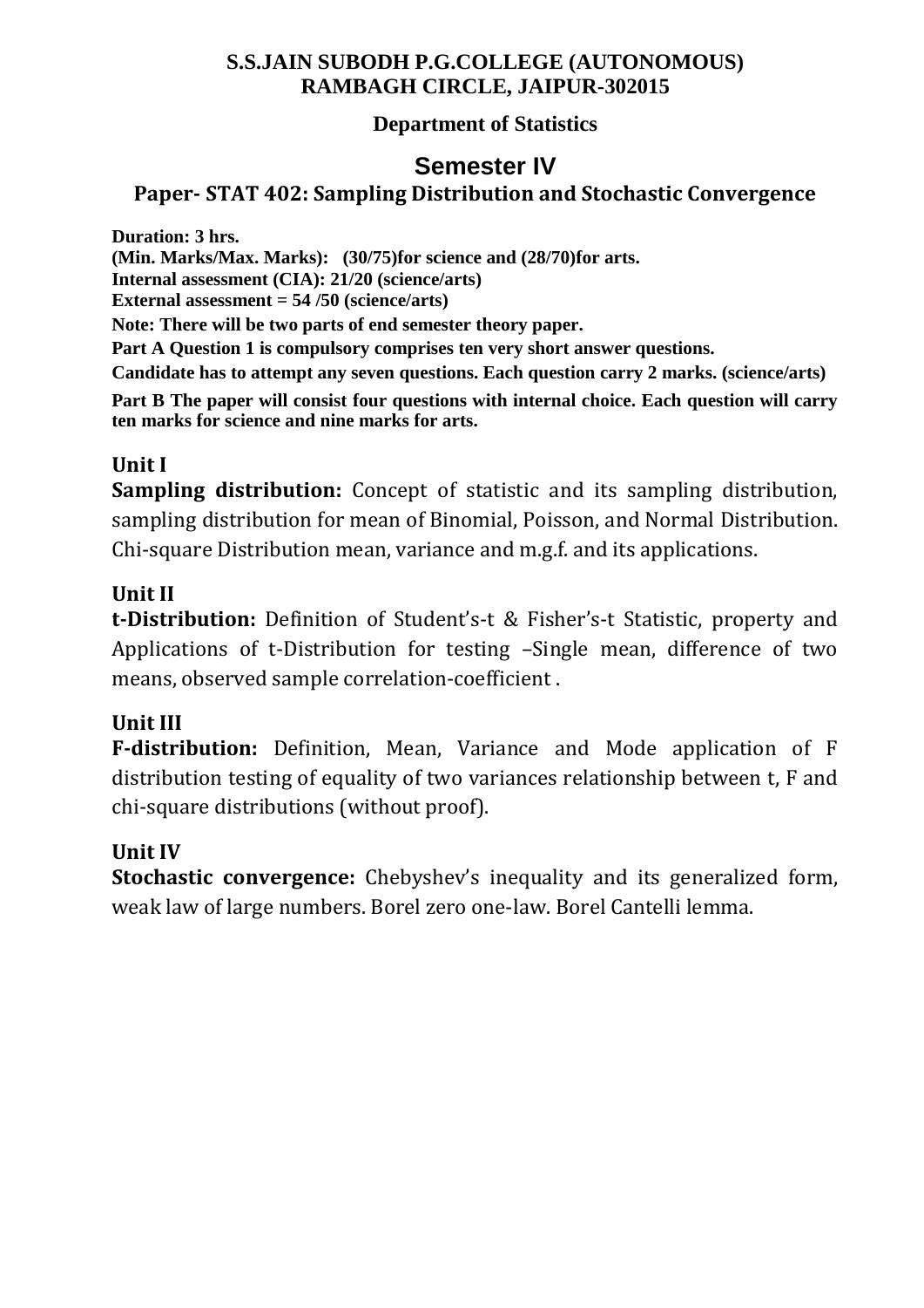**S.S.JAIN SUBODH P.G.COLLEGE (AUTONOMOUS)**
**RAMBAGH CIRCLE, JAIPUR-302015**

**Department of Statistics**

## Semester IV

### Paper- STAT 402: Sampling Distribution and Stochastic Convergence

**Duration: 3 hrs.**
**(Min. Marks/Max. Marks): (30/75)for science and (28/70)for arts.**
**Internal assessment (CIA): 21/20 (science/arts)**
**External assessment = 54 /50 (science/arts)**
**Note: There will be two parts of end semester theory paper.**
**Part A Question 1 is compulsory comprises ten very short answer questions.**
**Candidate has to attempt any seven questions. Each question carry 2 marks. (science/arts)**
**Part B The paper will consist four questions with internal choice. Each question will carry ten marks for science and nine marks for arts.**

### Unit I

**Sampling distribution:** Concept of statistic and its sampling distribution, sampling distribution for mean of Binomial, Poisson, and Normal Distribution. Chi-square Distribution mean, variance and m.g.f. and its applications.

### Unit II

**t-Distribution:** Definition of Student's-t & Fisher's-t Statistic, property and Applications of t-Distribution for testing –Single mean, difference of two means, observed sample correlation-coefficient .

### Unit III

**F-distribution:** Definition, Mean, Variance and Mode application of F distribution testing of equality of two variances relationship between t, F and chi-square distributions (without proof).

### Unit IV

**Stochastic convergence:** Chebyshev's inequality and its generalized form, weak law of large numbers. Borel zero one-law. Borel Cantelli lemma.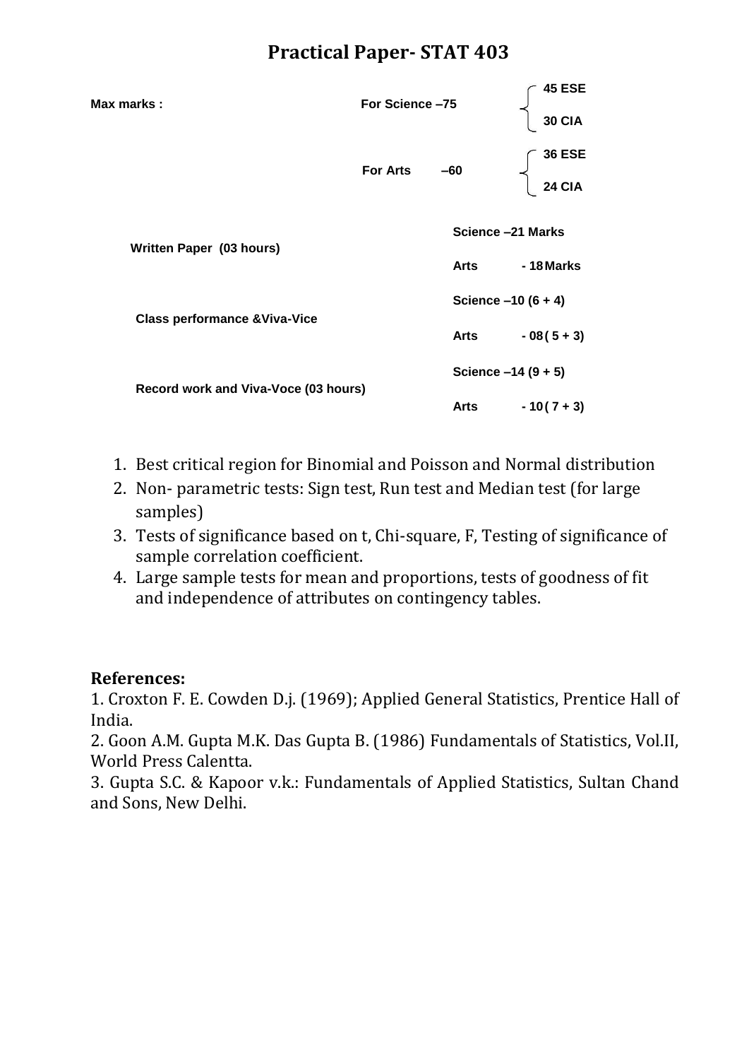# Practical Paper- STAT 403

| Max marks : | For Science –75 | 45 ESE |
| --- | --- | --- |
| | | 30 CIA |
| | For Arts –60 | 36 ESE |
| | | 24 CIA |

| | |
| --- | --- |
| Written Paper (03 hours) | Science –21 Marks |
| | Arts - 18 Marks |
| Class performance &Viva-Vice | Science –10 (6 + 4) |
| | Arts - 08 ( 5 + 3) |
| Record work and Viva-Voce (03 hours) | Science –14 (9 + 5) |
| | Arts - 10 ( 7 + 3) |

1. Best critical region for Binomial and Poisson and Normal distribution
2. Non- parametric tests: Sign test, Run test and Median test (for large samples)
3. Tests of significance based on t, Chi-square, F, Testing of significance of sample correlation coefficient.
4. Large sample tests for mean and proportions, tests of goodness of fit and independence of attributes on contingency tables.

**References:**

1. Croxton F. E. Cowden D.j. (1969); Applied General Statistics, Prentice Hall of India.
2. Goon A.M. Gupta M.K. Das Gupta B. (1986) Fundamentals of Statistics, Vol.II, World Press Calentta.
3. Gupta S.C. & Kapoor v.k.: Fundamentals of Applied Statistics, Sultan Chand and Sons, New Delhi.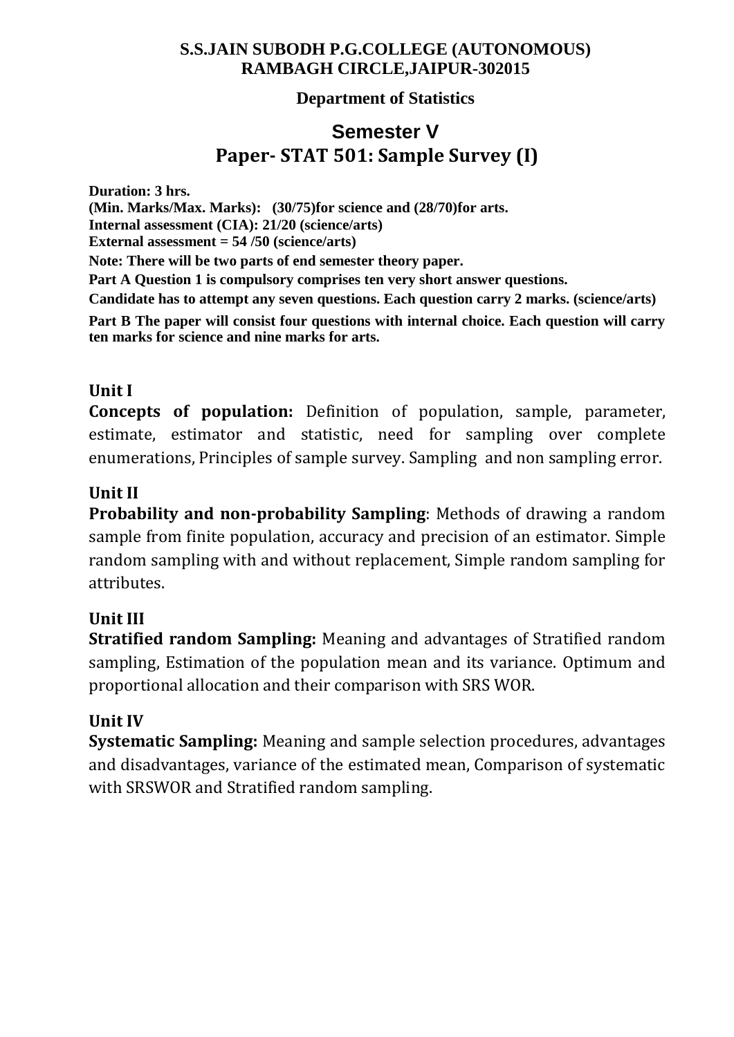**S.S.JAIN SUBODH P.G.COLLEGE (AUTONOMOUS)**
**RAMBAGH CIRCLE,JAIPUR-302015**

**Department of Statistics**

# Semester V

# Paper- STAT 501: Sample Survey (I)

**Duration: 3 hrs.**
**(Min. Marks/Max. Marks): (30/75)for science and (28/70)for arts.**
**Internal assessment (CIA): 21/20 (science/arts)**
**External assessment = 54 /50 (science/arts)**
**Note: There will be two parts of end semester theory paper.**
**Part A Question 1 is compulsory comprises ten very short answer questions.**
**Candidate has to attempt any seven questions. Each question carry 2 marks. (science/arts)**
**Part B The paper will consist four questions with internal choice. Each question will carry ten marks for science and nine marks for arts.**

### Unit I

**Concepts of population:** Definition of population, sample, parameter, estimate, estimator and statistic, need for sampling over complete enumerations, Principles of sample survey. Sampling and non sampling error.

### Unit II

**Probability and non-probability Sampling**: Methods of drawing a random sample from finite population, accuracy and precision of an estimator. Simple random sampling with and without replacement, Simple random sampling for attributes.

### Unit III

**Stratified random Sampling:** Meaning and advantages of Stratified random sampling, Estimation of the population mean and its variance. Optimum and proportional allocation and their comparison with SRS WOR.

### Unit IV

**Systematic Sampling:** Meaning and sample selection procedures, advantages and disadvantages, variance of the estimated mean, Comparison of systematic with SRSWOR and Stratified random sampling.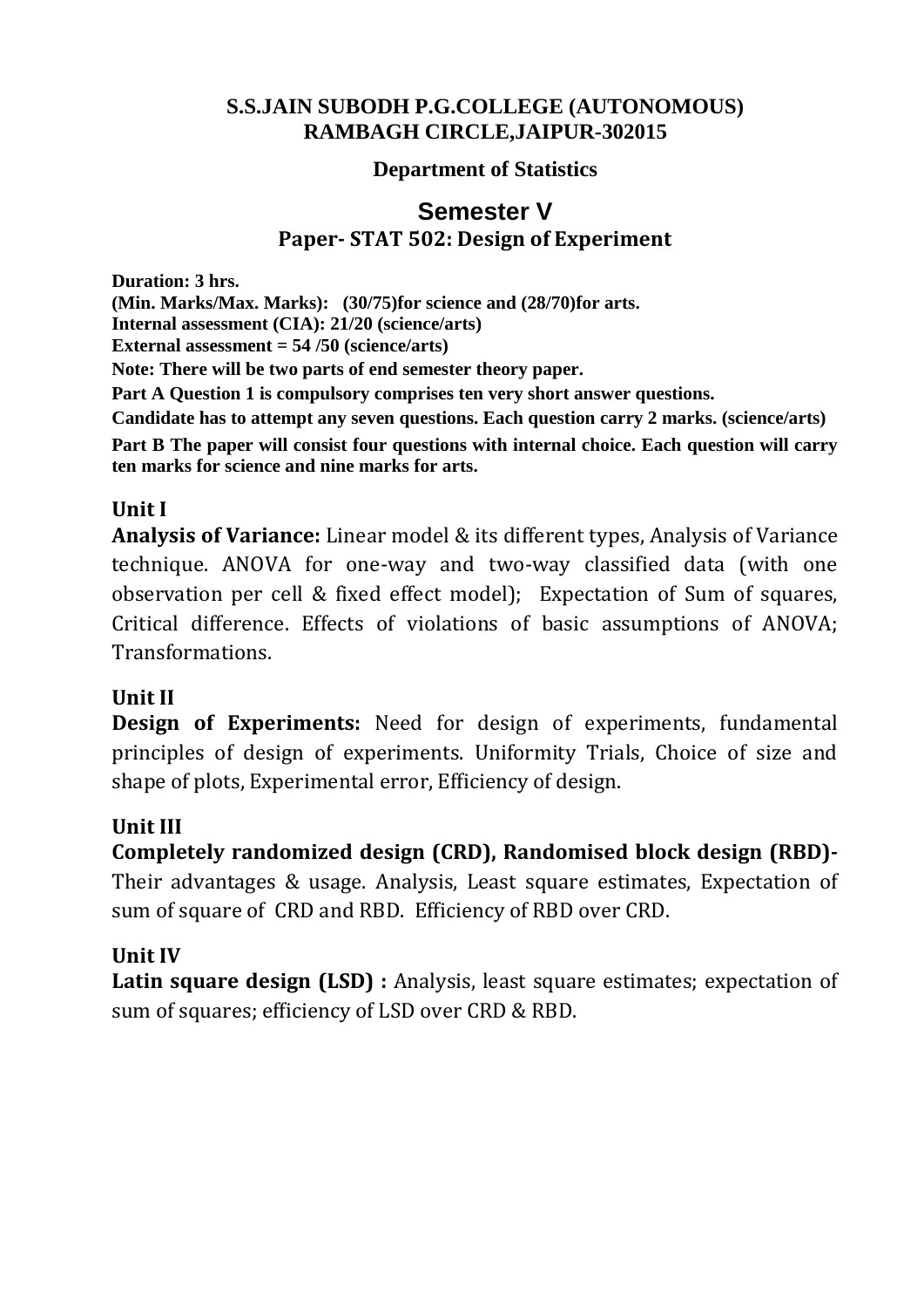**S.S.JAIN SUBODH P.G.COLLEGE (AUTONOMOUS)**
**RAMBAGH CIRCLE,JAIPUR-302015**

**Department of Statistics**

## Semester V

### Paper- STAT 502: Design of Experiment

**Duration: 3 hrs.**
**(Min. Marks/Max. Marks): (30/75)for science and (28/70)for arts.**
**Internal assessment (CIA): 21/20 (science/arts)**
**External assessment = 54 /50 (science/arts)**
**Note: There will be two parts of end semester theory paper.**
**Part A Question 1 is compulsory comprises ten very short answer questions.**
**Candidate has to attempt any seven questions. Each question carry 2 marks. (science/arts)**
**Part B The paper will consist four questions with internal choice. Each question will carry ten marks for science and nine marks for arts.**

### Unit I

**Analysis of Variance:** Linear model & its different types, Analysis of Variance technique. ANOVA for one-way and two-way classified data (with one observation per cell & fixed effect model); Expectation of Sum of squares, Critical difference. Effects of violations of basic assumptions of ANOVA; Transformations.

### Unit II

**Design of Experiments:** Need for design of experiments, fundamental principles of design of experiments. Uniformity Trials, Choice of size and shape of plots, Experimental error, Efficiency of design.

### Unit III

**Completely randomized design (CRD), Randomised block design (RBD)-** Their advantages & usage. Analysis, Least square estimates, Expectation of sum of square of CRD and RBD. Efficiency of RBD over CRD.

### Unit IV

**Latin square design (LSD) :** Analysis, least square estimates; expectation of sum of squares; efficiency of LSD over CRD & RBD.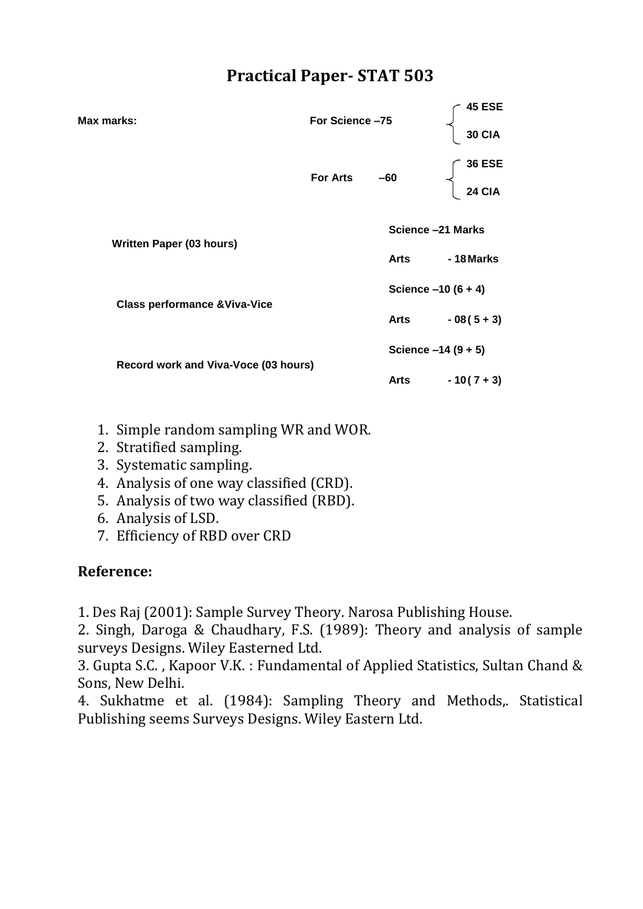# Practical Paper- STAT 503

| | | |
|---|---|---|
| **Max marks:** | **For Science –75** | **45 ESE** / **30 CIA** |
| | **For Arts –60** | **36 ESE** / **24 CIA** |
| **Written Paper (03 hours)** | **Science –21 Marks** | |
| | **Arts - 18 Marks** | |
| **Class performance &Viva-Vice** | **Science –10 (6 + 4)** | |
| | **Arts - 08 ( 5 + 3)** | |
| **Record work and Viva-Voce (03 hours)** | **Science –14 (9 + 5)** | |
| | **Arts - 10 ( 7 + 3)** | |

1. Simple random sampling WR and WOR.
2. Stratified sampling.
3. Systematic sampling.
4. Analysis of one way classified (CRD).
5. Analysis of two way classified (RBD).
6. Analysis of LSD.
7. Efficiency of RBD over CRD

## Reference:

1. Des Raj (2001): Sample Survey Theory. Narosa Publishing House.
2. Singh, Daroga & Chaudhary, F.S. (1989): Theory and analysis of sample surveys Designs. Wiley Easterned Ltd.
3. Gupta S.C. , Kapoor V.K. : Fundamental of Applied Statistics, Sultan Chand & Sons, New Delhi.
4. Sukhatme et al. (1984): Sampling Theory and Methods,. Statistical Publishing seems Surveys Designs. Wiley Eastern Ltd.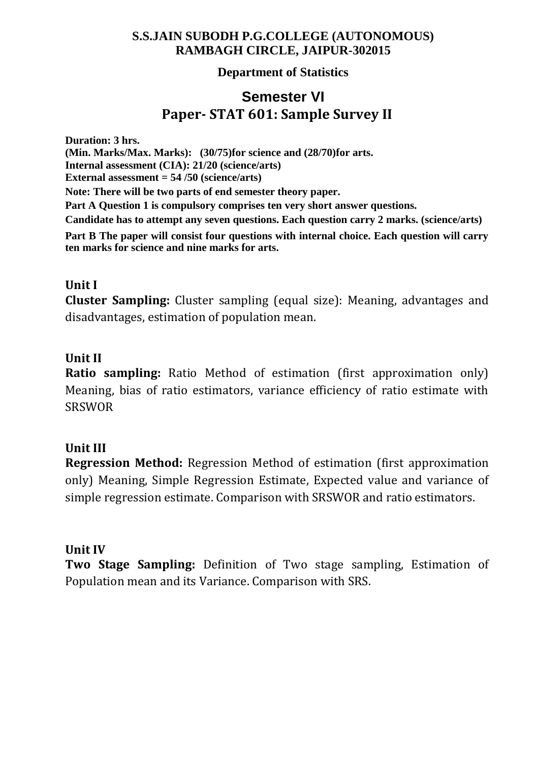**S.S.JAIN SUBODH P.G.COLLEGE (AUTONOMOUS)**
**RAMBAGH CIRCLE, JAIPUR-302015**

**Department of Statistics**

# Semester VI
# Paper- STAT 601: Sample Survey II

**Duration: 3 hrs.**
**(Min. Marks/Max. Marks): (30/75)for science and (28/70)for arts.**
**Internal assessment (CIA): 21/20 (science/arts)**
**External assessment = 54 /50 (science/arts)**
**Note: There will be two parts of end semester theory paper.**
**Part A Question 1 is compulsory comprises ten very short answer questions.**
**Candidate has to attempt any seven questions. Each question carry 2 marks. (science/arts)**
**Part B The paper will consist four questions with internal choice. Each question will carry ten marks for science and nine marks for arts.**

## Unit I

**Cluster Sampling:** Cluster sampling (equal size): Meaning, advantages and disadvantages, estimation of population mean.

## Unit II

**Ratio sampling:** Ratio Method of estimation (first approximation only) Meaning, bias of ratio estimators, variance efficiency of ratio estimate with SRSWOR

## Unit III

**Regression Method:** Regression Method of estimation (first approximation only) Meaning, Simple Regression Estimate, Expected value and variance of simple regression estimate. Comparison with SRSWOR and ratio estimators.

## Unit IV

**Two Stage Sampling:** Definition of Two stage sampling, Estimation of Population mean and its Variance. Comparison with SRS.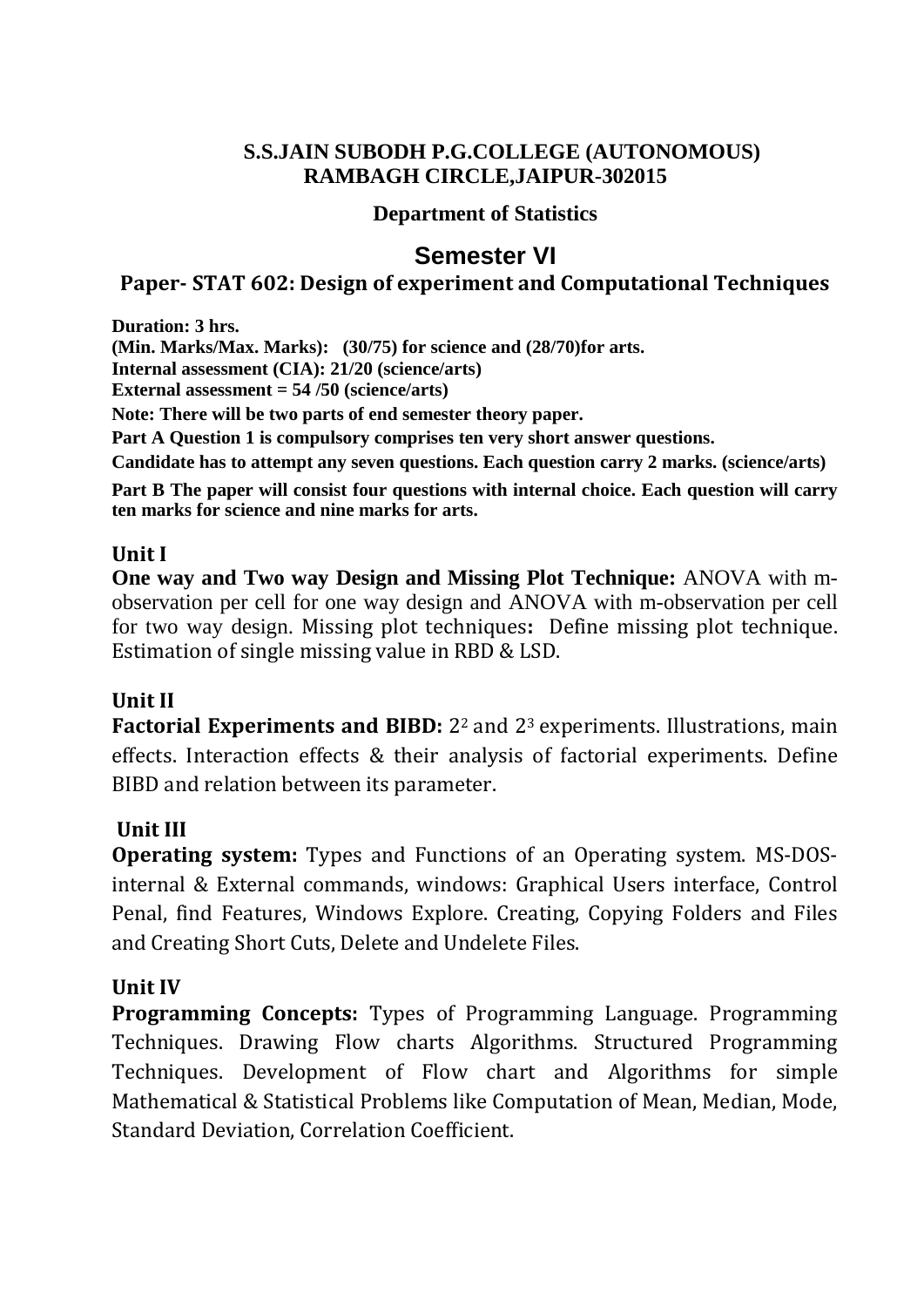**S.S.JAIN SUBODH P.G.COLLEGE (AUTONOMOUS)**
**RAMBAGH CIRCLE,JAIPUR-302015**

**Department of Statistics**

# Semester VI

## Paper- STAT 602: Design of experiment and Computational Techniques

**Duration: 3 hrs.**
**(Min. Marks/Max. Marks): (30/75) for science and (28/70)for arts.**
**Internal assessment (CIA): 21/20 (science/arts)**
**External assessment = 54 /50 (science/arts)**
**Note: There will be two parts of end semester theory paper.**
**Part A Question 1 is compulsory comprises ten very short answer questions.**
**Candidate has to attempt any seven questions. Each question carry 2 marks. (science/arts)**
**Part B The paper will consist four questions with internal choice. Each question will carry ten marks for science and nine marks for arts.**

### Unit I

**One way and Two way Design and Missing Plot Technique:** ANOVA with m-observation per cell for one way design and ANOVA with m-observation per cell for two way design. Missing plot techniques**:** Define missing plot technique. Estimation of single missing value in RBD & LSD.

### Unit II

**Factorial Experiments and BIBD:** $2^2$ and $2^3$ experiments. Illustrations, main effects. Interaction effects & their analysis of factorial experiments. Define BIBD and relation between its parameter.

### Unit III

**Operating system:** Types and Functions of an Operating system. MS-DOS-internal & External commands, windows: Graphical Users interface, Control Penal, find Features, Windows Explore. Creating, Copying Folders and Files and Creating Short Cuts, Delete and Undelete Files.

### Unit IV

**Programming Concepts:** Types of Programming Language. Programming Techniques. Drawing Flow charts Algorithms. Structured Programming Techniques. Development of Flow chart and Algorithms for simple Mathematical & Statistical Problems like Computation of Mean, Median, Mode, Standard Deviation, Correlation Coefficient.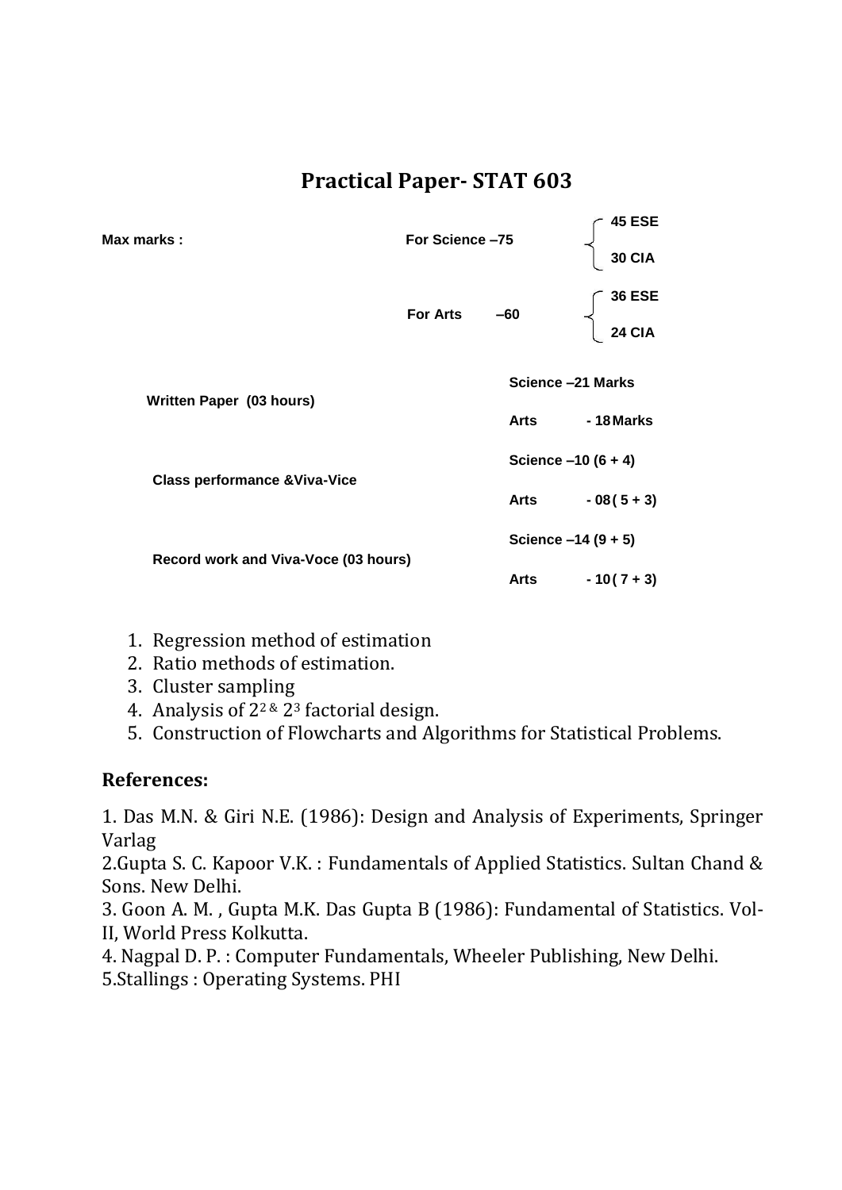# Practical Paper- STAT 603

| | | |
|---|---|---|
| **Max marks :** | **For Science –75** | **45 ESE** / **30 CIA** |
| | **For Arts –60** | **36 ESE** / **24 CIA** |
| **Written Paper (03 hours)** | **Science –21 Marks** | |
| | **Arts - 18 Marks** | |
| **Class performance &Viva-Vice** | **Science –10 (6 + 4)** | |
| | **Arts - 08 ( 5 + 3)** | |
| **Record work and Viva-Voce (03 hours)** | **Science –14 (9 + 5)** | |
| | **Arts - 10 ( 7 + 3)** | |

1. Regression method of estimation
2. Ratio methods of estimation.
3. Cluster sampling
4. Analysis of $2^{2}$ & $2^{3}$ factorial design.
5. Construction of Flowcharts and Algorithms for Statistical Problems.

## References:

1. Das M.N. & Giri N.E. (1986): Design and Analysis of Experiments, Springer Varlag
2.Gupta S. C. Kapoor V.K. : Fundamentals of Applied Statistics. Sultan Chand & Sons. New Delhi.
3. Goon A. M. , Gupta M.K. Das Gupta B (1986): Fundamental of Statistics. Vol-II, World Press Kolkutta.
4. Nagpal D. P. : Computer Fundamentals, Wheeler Publishing, New Delhi.
5.Stallings : Operating Systems. PHI